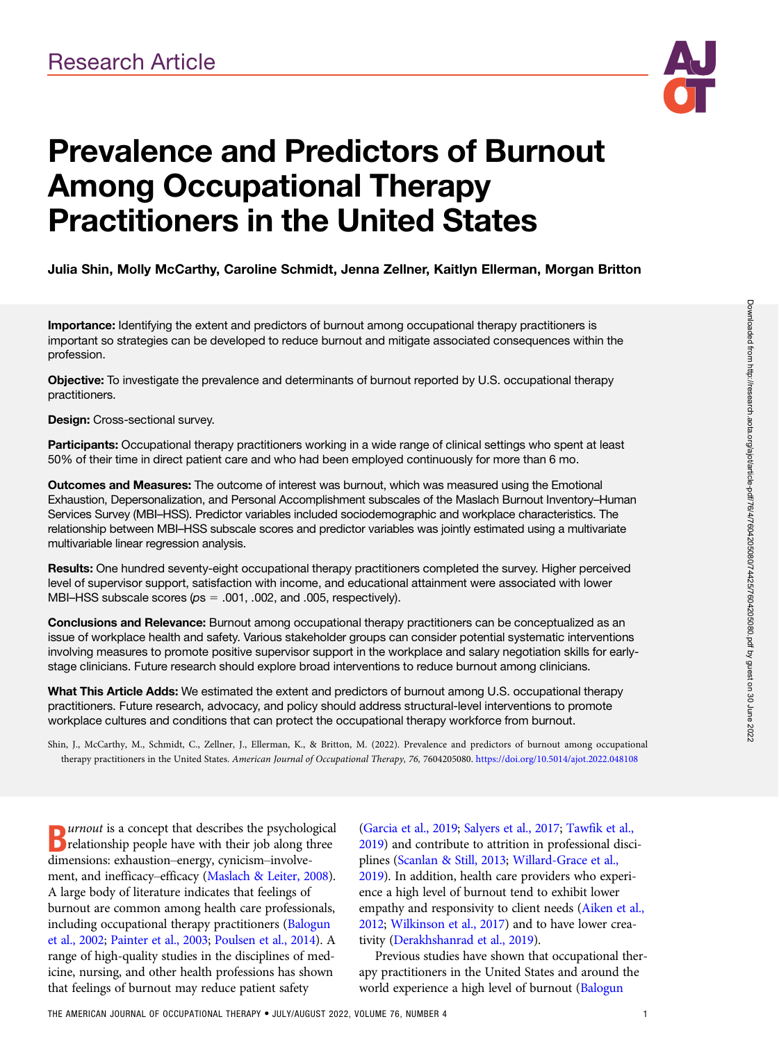Research Article

# Prevalence and Predictors of Burnout Among Occupational Therapy Practitioners in the United States

**Julia Shin, Molly McCarthy, Caroline Schmidt, Jenna Zellner, Kaitlyn Ellerman, Morgan Britton**

**Importance:** Identifying the extent and predictors of burnout among occupational therapy practitioners is important so strategies can be developed to reduce burnout and mitigate associated consequences within the profession.

**Objective:** To investigate the prevalence and determinants of burnout reported by U.S. occupational therapy practitioners.

**Design:** Cross-sectional survey.

**Participants:** Occupational therapy practitioners working in a wide range of clinical settings who spent at least 50% of their time in direct patient care and who had been employed continuously for more than 6 mo.

**Outcomes and Measures:** The outcome of interest was burnout, which was measured using the Emotional Exhaustion, Depersonalization, and Personal Accomplishment subscales of the Maslach Burnout Inventory–Human Services Survey (MBI–HSS). Predictor variables included sociodemographic and workplace characteristics. The relationship between MBI–HSS subscale scores and predictor variables was jointly estimated using a multivariate multivariable linear regression analysis.

**Results:** One hundred seventy-eight occupational therapy practitioners completed the survey. Higher perceived level of supervisor support, satisfaction with income, and educational attainment were associated with lower MBI–HSS subscale scores (*p*s = .001, .002, and .005, respectively).

**Conclusions and Relevance:** Burnout among occupational therapy practitioners can be conceptualized as an issue of workplace health and safety. Various stakeholder groups can consider potential systematic interventions involving measures to promote positive supervisor support in the workplace and salary negotiation skills for early-stage clinicians. Future research should explore broad interventions to reduce burnout among clinicians.

**What This Article Adds:** We estimated the extent and predictors of burnout among U.S. occupational therapy practitioners. Future research, advocacy, and policy should address structural-level interventions to promote workplace cultures and conditions that can protect the occupational therapy workforce from burnout.

Shin, J., McCarthy, M., Schmidt, C., Zellner, J., Ellerman, K., & Britton, M. (2022). Prevalence and predictors of burnout among occupational therapy practitioners in the United States. *American Journal of Occupational Therapy, 76*, 7604205080. https://doi.org/10.5014/ajot.2022.048108

*Burnout* is a concept that describes the psychological relationship people have with their job along three dimensions: exhaustion–energy, cynicism–involvement, and inefficacy–efficacy (Maslach & Leiter, 2008). A large body of literature indicates that feelings of burnout are common among health care professionals, including occupational therapy practitioners (Balogun et al., 2002; Painter et al., 2003; Poulsen et al., 2014). A range of high-quality studies in the disciplines of medicine, nursing, and other health professions has shown that feelings of burnout may reduce patient safety (Garcia et al., 2019; Salyers et al., 2017; Tawfik et al., 2019) and contribute to attrition in professional disciplines (Scanlan & Still, 2013; Willard-Grace et al., 2019). In addition, health care providers who experience a high level of burnout tend to exhibit lower empathy and responsivity to client needs (Aiken et al., 2012; Wilkinson et al., 2017) and to have lower creativity (Derakhshanrad et al., 2019).

Previous studies have shown that occupational therapy practitioners in the United States and around the world experience a high level of burnout (Balogun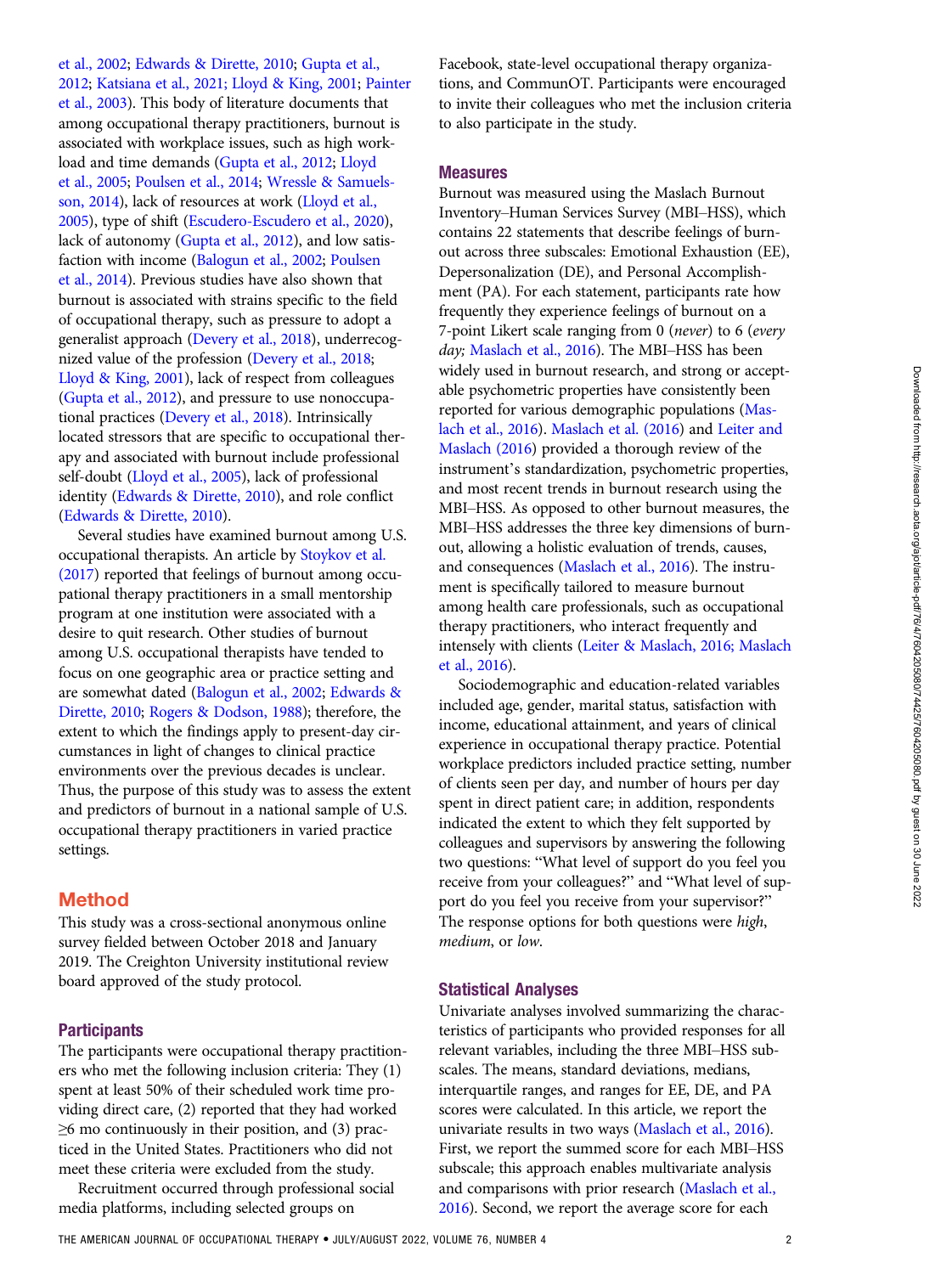et al., 2002; Edwards & Dirette, 2010; Gupta et al., 2012; Katsiana et al., 2021; Lloyd & King, 2001; Painter et al., 2003). This body of literature documents that among occupational therapy practitioners, burnout is associated with workplace issues, such as high workload and time demands (Gupta et al., 2012; Lloyd et al., 2005; Poulsen et al., 2014; Wressle & Samuelsson, 2014), lack of resources at work (Lloyd et al., 2005), type of shift (Escudero-Escudero et al., 2020), lack of autonomy (Gupta et al., 2012), and low satisfaction with income (Balogun et al., 2002; Poulsen et al., 2014). Previous studies have also shown that burnout is associated with strains specific to the field of occupational therapy, such as pressure to adopt a generalist approach (Devery et al., 2018), underrecognized value of the profession (Devery et al., 2018; Lloyd & King, 2001), lack of respect from colleagues (Gupta et al., 2012), and pressure to use nonoccupational practices (Devery et al., 2018). Intrinsically located stressors that are specific to occupational therapy and associated with burnout include professional self-doubt (Lloyd et al., 2005), lack of professional identity (Edwards & Dirette, 2010), and role conflict (Edwards & Dirette, 2010).

Several studies have examined burnout among U.S. occupational therapists. An article by Stoykov et al. (2017) reported that feelings of burnout among occupational therapy practitioners in a small mentorship program at one institution were associated with a desire to quit research. Other studies of burnout among U.S. occupational therapists have tended to focus on one geographic area or practice setting and are somewhat dated (Balogun et al., 2002; Edwards & Dirette, 2010; Rogers & Dodson, 1988); therefore, the extent to which the findings apply to present-day circumstances in light of changes to clinical practice environments over the previous decades is unclear. Thus, the purpose of this study was to assess the extent and predictors of burnout in a national sample of U.S. occupational therapy practitioners in varied practice settings.

## Method

This study was a cross-sectional anonymous online survey fielded between October 2018 and January 2019. The Creighton University institutional review board approved of the study protocol.

### Participants

The participants were occupational therapy practitioners who met the following inclusion criteria: They (1) spent at least 50% of their scheduled work time providing direct care, (2) reported that they had worked ≥6 mo continuously in their position, and (3) practiced in the United States. Practitioners who did not meet these criteria were excluded from the study.

Recruitment occurred through professional social media platforms, including selected groups on Facebook, state-level occupational therapy organizations, and CommunOT. Participants were encouraged to invite their colleagues who met the inclusion criteria to also participate in the study.

### Measures

Burnout was measured using the Maslach Burnout Inventory–Human Services Survey (MBI–HSS), which contains 22 statements that describe feelings of burnout across three subscales: Emotional Exhaustion (EE), Depersonalization (DE), and Personal Accomplishment (PA). For each statement, participants rate how frequently they experience feelings of burnout on a 7-point Likert scale ranging from 0 (*never*) to 6 (*every day;* Maslach et al., 2016). The MBI–HSS has been widely used in burnout research, and strong or acceptable psychometric properties have consistently been reported for various demographic populations (Maslach et al., 2016). Maslach et al. (2016) and Leiter and Maslach (2016) provided a thorough review of the instrument's standardization, psychometric properties, and most recent trends in burnout research using the MBI–HSS. As opposed to other burnout measures, the MBI–HSS addresses the three key dimensions of burnout, allowing a holistic evaluation of trends, causes, and consequences (Maslach et al., 2016). The instrument is specifically tailored to measure burnout among health care professionals, such as occupational therapy practitioners, who interact frequently and intensely with clients (Leiter & Maslach, 2016; Maslach et al., 2016).

Sociodemographic and education-related variables included age, gender, marital status, satisfaction with income, educational attainment, and years of clinical experience in occupational therapy practice. Potential workplace predictors included practice setting, number of clients seen per day, and number of hours per day spent in direct patient care; in addition, respondents indicated the extent to which they felt supported by colleagues and supervisors by answering the following two questions: "What level of support do you feel you receive from your colleagues?" and "What level of support do you feel you receive from your supervisor?" The response options for both questions were *high*, *medium*, or *low*.

### Statistical Analyses

Univariate analyses involved summarizing the characteristics of participants who provided responses for all relevant variables, including the three MBI–HSS subscales. The means, standard deviations, medians, interquartile ranges, and ranges for EE, DE, and PA scores were calculated. In this article, we report the univariate results in two ways (Maslach et al., 2016). First, we report the summed score for each MBI–HSS subscale; this approach enables multivariate analysis and comparisons with prior research (Maslach et al., 2016). Second, we report the average score for each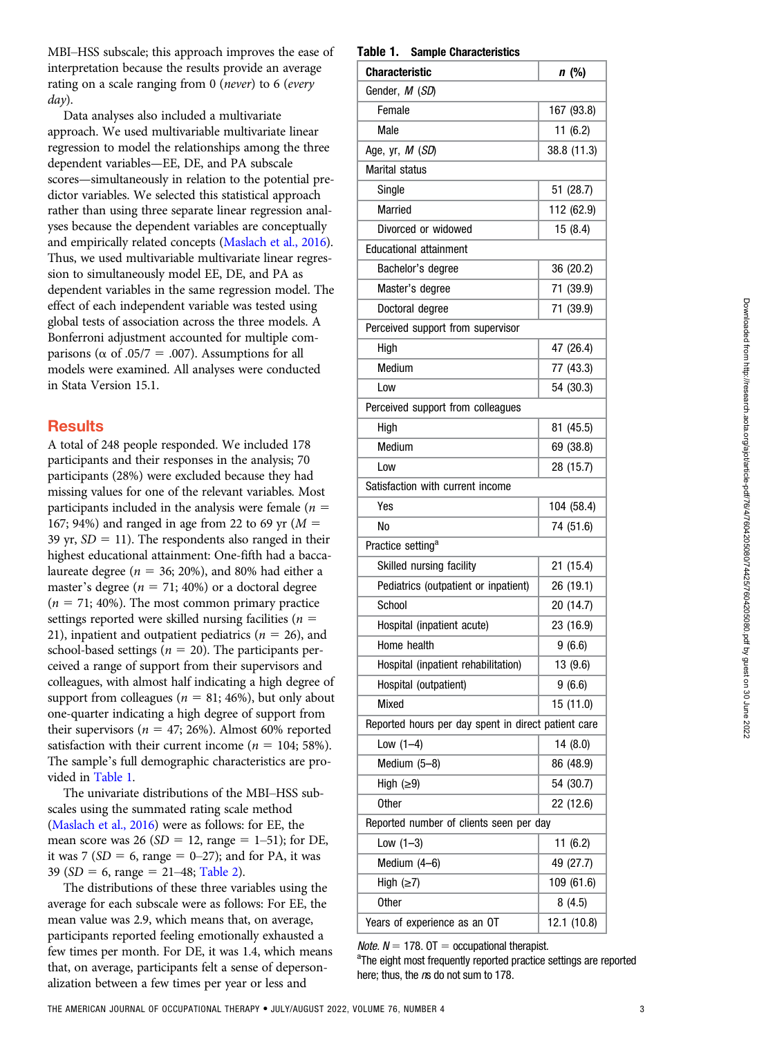MBI–HSS subscale; this approach improves the ease of interpretation because the results provide an average rating on a scale ranging from 0 (*never*) to 6 (*every day*).

Data analyses also included a multivariate approach. We used multivariable multivariate linear regression to model the relationships among the three dependent variables—EE, DE, and PA subscale scores—simultaneously in relation to the potential predictor variables. We selected this statistical approach rather than using three separate linear regression analyses because the dependent variables are conceptually and empirically related concepts (Maslach et al., 2016). Thus, we used multivariable multivariate linear regression to simultaneously model EE, DE, and PA as dependent variables in the same regression model. The effect of each independent variable was tested using global tests of association across the three models. A Bonferroni adjustment accounted for multiple comparisons (α of .05/7 = .007). Assumptions for all models were examined. All analyses were conducted in Stata Version 15.1.

## Results

A total of 248 people responded. We included 178 participants and their responses in the analysis; 70 participants (28%) were excluded because they had missing values for one of the relevant variables. Most participants included in the analysis were female (*n* = 167; 94%) and ranged in age from 22 to 69 yr (*M* = 39 yr, *SD* = 11). The respondents also ranged in their highest educational attainment: One-fifth had a baccalaureate degree (*n* = 36; 20%), and 80% had either a master's degree (*n* = 71; 40%) or a doctoral degree (*n* = 71; 40%). The most common primary practice settings reported were skilled nursing facilities (*n* = 21), inpatient and outpatient pediatrics (*n* = 26), and school-based settings (*n* = 20). The participants perceived a range of support from their supervisors and colleagues, with almost half indicating a high degree of support from colleagues (*n* = 81; 46%), but only about one-quarter indicating a high degree of support from their supervisors (*n* = 47; 26%). Almost 60% reported satisfaction with their current income (*n* = 104; 58%). The sample's full demographic characteristics are provided in Table 1.

The univariate distributions of the MBI–HSS subscales using the summated rating scale method (Maslach et al., 2016) were as follows: for EE, the mean score was 26 (*SD* = 12, range = 1–51); for DE, it was 7 (*SD* = 6, range = 0–27); and for PA, it was 39 (*SD* = 6, range = 21–48; Table 2).

The distributions of these three variables using the average for each subscale were as follows: For EE, the mean value was 2.9, which means that, on average, participants reported feeling emotionally exhausted a few times per month. For DE, it was 1.4, which means that, on average, participants felt a sense of depersonalization between a few times per year or less and

**Table 1. Sample Characteristics**

| Characteristic | *n* (%) |
|---|---|
| Gender, *M* (*SD*) | |
| Female | 167 (93.8) |
| Male | 11 (6.2) |
| Age, yr, *M* (*SD*) | 38.8 (11.3) |
| Marital status | |
| Single | 51 (28.7) |
| Married | 112 (62.9) |
| Divorced or widowed | 15 (8.4) |
| Educational attainment | |
| Bachelor's degree | 36 (20.2) |
| Master's degree | 71 (39.9) |
| Doctoral degree | 71 (39.9) |
| Perceived support from supervisor | |
| High | 47 (26.4) |
| Medium | 77 (43.3) |
| Low | 54 (30.3) |
| Perceived support from colleagues | |
| High | 81 (45.5) |
| Medium | 69 (38.8) |
| Low | 28 (15.7) |
| Satisfaction with current income | |
| Yes | 104 (58.4) |
| No | 74 (51.6) |
| Practice setting[a] | |
| Skilled nursing facility | 21 (15.4) |
| Pediatrics (outpatient or inpatient) | 26 (19.1) |
| School | 20 (14.7) |
| Hospital (inpatient acute) | 23 (16.9) |
| Home health | 9 (6.6) |
| Hospital (inpatient rehabilitation) | 13 (9.6) |
| Hospital (outpatient) | 9 (6.6) |
| Mixed | 15 (11.0) |
| Reported hours per day spent in direct patient care | |
| Low (1–4) | 14 (8.0) |
| Medium (5–8) | 86 (48.9) |
| High (≥9) | 54 (30.7) |
| Other | 22 (12.6) |
| Reported number of clients seen per day | |
| Low (1–3) | 11 (6.2) |
| Medium (4–6) | 49 (27.7) |
| High (≥7) | 109 (61.6) |
| Other | 8 (4.5) |
| Years of experience as an OT | 12.1 (10.8) |

*Note.* *N* = 178. OT = occupational therapist.
[a]The eight most frequently reported practice settings are reported here; thus, the *n*s do not sum to 178.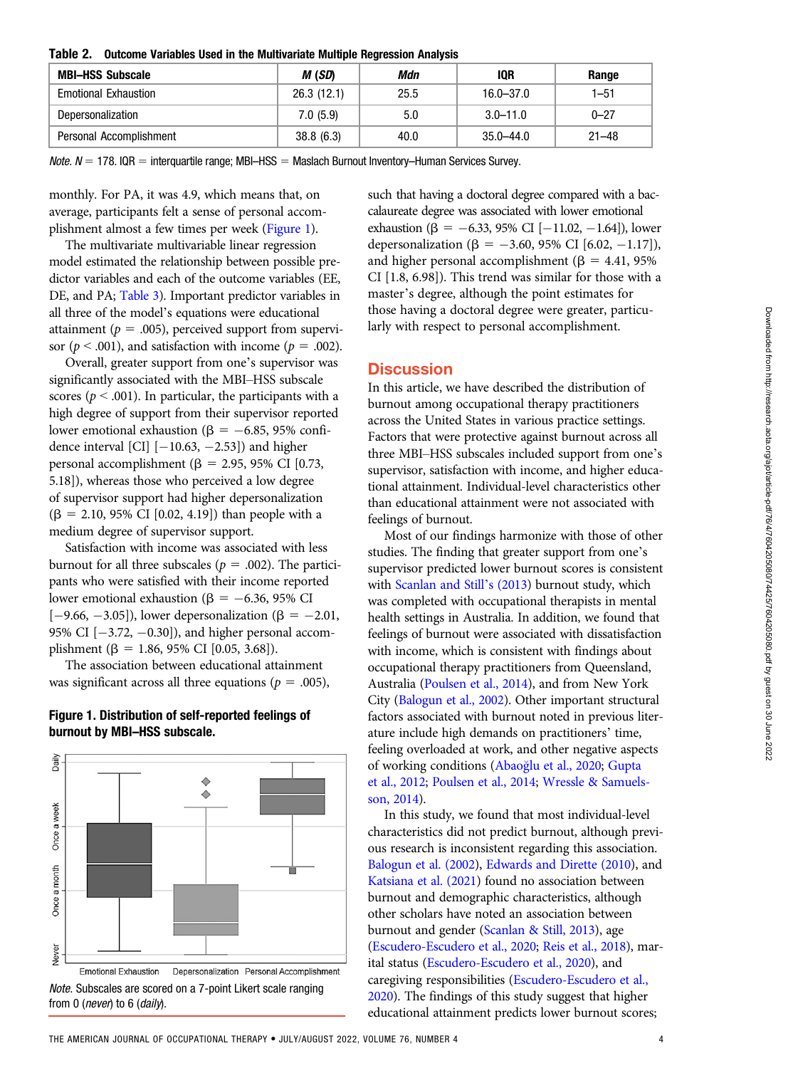**Table 2. Outcome Variables Used in the Multivariate Multiple Regression Analysis**

| MBI–HSS Subscale | *M* (*SD*) | *Mdn* | IQR | Range |
|---|---|---|---|---|
| Emotional Exhaustion | 26.3 (12.1) | 25.5 | 16.0–37.0 | 1–51 |
| Depersonalization | 7.0 (5.9) | 5.0 | 3.0–11.0 | 0–27 |
| Personal Accomplishment | 38.8 (6.3) | 40.0 | 35.0–44.0 | 21–48 |

*Note.* $N = 178$. IQR = interquartile range; MBI–HSS = Maslach Burnout Inventory–Human Services Survey.

monthly. For PA, it was 4.9, which means that, on average, participants felt a sense of personal accomplishment almost a few times per week (Figure 1).

The multivariate multivariable linear regression model estimated the relationship between possible predictor variables and each of the outcome variables (EE, DE, and PA; Table 3). Important predictor variables in all three of the model's equations were educational attainment ($p = .005$), perceived support from supervisor ($p < .001$), and satisfaction with income ($p = .002$).

Overall, greater support from one's supervisor was significantly associated with the MBI–HSS subscale scores ($p < .001$). In particular, the participants with a high degree of support from their supervisor reported lower emotional exhaustion ($\beta = -6.85$, 95% confidence interval [CI] [−10.63, −2.53]) and higher personal accomplishment ($\beta = 2.95$, 95% CI [0.73, 5.18]), whereas those who perceived a low degree of supervisor support had higher depersonalization ($\beta = 2.10$, 95% CI [0.02, 4.19]) than people with a medium degree of supervisor support.

Satisfaction with income was associated with less burnout for all three subscales ($p = .002$). The participants who were satisfied with their income reported lower emotional exhaustion ($\beta = -6.36$, 95% CI [−9.66, −3.05]), lower depersonalization ($\beta = -2.01$, 95% CI [−3.72, −0.30]), and higher personal accomplishment ($\beta = 1.86$, 95% CI [0.05, 3.68]).

The association between educational attainment was significant across all three equations ($p = .005$), such that having a doctoral degree compared with a baccalaureate degree was associated with lower emotional exhaustion ($\beta = -6.33$, 95% CI [−11.02, −1.64]), lower depersonalization ($\beta = -3.60$, 95% CI [6.02, −1.17]), and higher personal accomplishment ($\beta = 4.41$, 95% CI [1.8, 6.98]). This trend was similar for those with a master's degree, although the point estimates for those having a doctoral degree were greater, particularly with respect to personal accomplishment.

**Figure 1. Distribution of self-reported feelings of burnout by MBI–HSS subscale.**

*Note.* Subscales are scored on a 7-point Likert scale ranging from 0 (*never*) to 6 (*daily*).

## Discussion

In this article, we have described the distribution of burnout among occupational therapy practitioners across the United States in various practice settings. Factors that were protective against burnout across all three MBI–HSS subscales included support from one's supervisor, satisfaction with income, and higher educational attainment. Individual-level characteristics other than educational attainment were not associated with feelings of burnout.

Most of our findings harmonize with those of other studies. The finding that greater support from one's supervisor predicted lower burnout scores is consistent with Scanlan and Still's (2013) burnout study, which was completed with occupational therapists in mental health settings in Australia. In addition, we found that feelings of burnout were associated with dissatisfaction with income, which is consistent with findings about occupational therapy practitioners from Queensland, Australia (Poulsen et al., 2014), and from New York City (Balogun et al., 2002). Other important structural factors associated with burnout noted in previous literature include high demands on practitioners' time, feeling overloaded at work, and other negative aspects of working conditions (Abaoğlu et al., 2020; Gupta et al., 2012; Poulsen et al., 2014; Wressle & Samuelsson, 2014).

In this study, we found that most individual-level characteristics did not predict burnout, although previous research is inconsistent regarding this association. Balogun et al. (2002), Edwards and Dirette (2010), and Katsiana et al. (2021) found no association between burnout and demographic characteristics, although other scholars have noted an association between burnout and gender (Scanlan & Still, 2013), age (Escudero-Escudero et al., 2020; Reis et al., 2018), marital status (Escudero-Escudero et al., 2020), and caregiving responsibilities (Escudero-Escudero et al., 2020). The findings of this study suggest that higher educational attainment predicts lower burnout scores;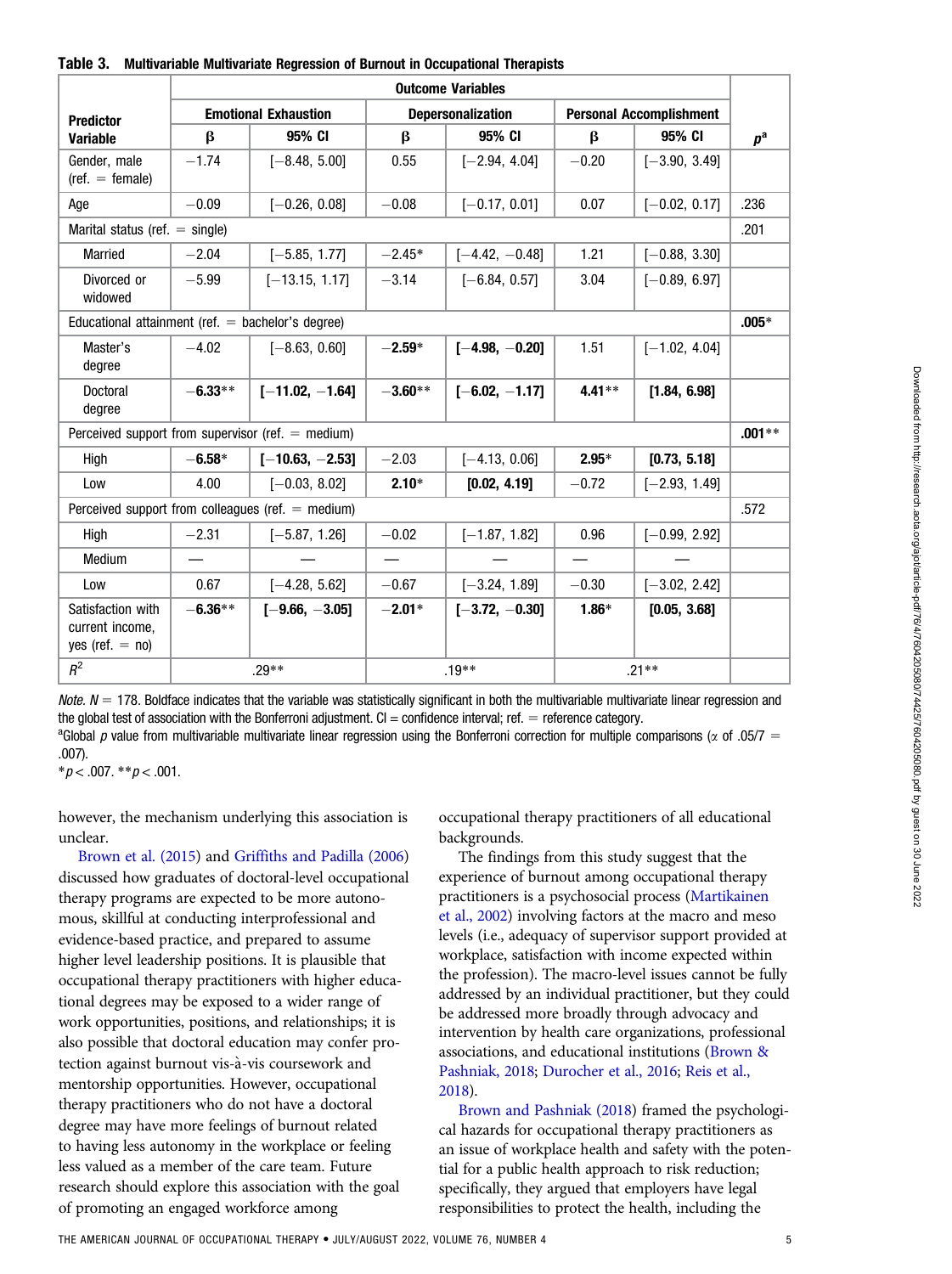**Table 3. Multivariable Multivariate Regression of Burnout in Occupational Therapists**

| Predictor Variable | Emotional Exhaustion | | Depersonalization | | Personal Accomplishment | | |
|---|---|---|---|---|---|---|---|
| | β | 95% CI | β | 95% CI | β | 95% CI | $p$[a] |
| Gender, male (ref. = female) | −1.74 | [−8.48, 5.00] | 0.55 | [−2.94, 4.04] | −0.20 | [−3.90, 3.49] | |
| Age | −0.09 | [−0.26, 0.08] | −0.08 | [−0.17, 0.01] | 0.07 | [−0.02, 0.17] | .236 |
| Marital status (ref. = single) | | | | | | | .201 |
| Married | −2.04 | [−5.85, 1.77] | −2.45* | [−4.42, −0.48] | 1.21 | [−0.88, 3.30] | |
| Divorced or widowed | −5.99 | [−13.15, 1.17] | −3.14 | [−6.84, 0.57] | 3.04 | [−0.89, 6.97] | |
| Educational attainment (ref. = bachelor's degree) | | | | | | | **.005*** |
| Master's degree | −4.02 | [−8.63, 0.60] | **−2.59*** | **[−4.98, −0.20]** | 1.51 | [−1.02, 4.04] | |
| Doctoral degree | **−6.33**** | **[−11.02, −1.64]** | **−3.60**** | **[−6.02, −1.17]** | **4.41**** | **[1.84, 6.98]** | |
| Perceived support from supervisor (ref. = medium) | | | | | | | **.001**** |
| High | **−6.58*** | **[−10.63, −2.53]** | −2.03 | [−4.13, 0.06] | **2.95*** | **[0.73, 5.18]** | |
| Low | 4.00 | [−0.03, 8.02] | **2.10*** | **[0.02, 4.19]** | −0.72 | [−2.93, 1.49] | |
| Perceived support from colleagues (ref. = medium) | | | | | | | .572 |
| High | −2.31 | [−5.87, 1.26] | −0.02 | [−1.87, 1.82] | 0.96 | [−0.99, 2.92] | |
| Medium | — | — | — | — | — | — | |
| Low | 0.67 | [−4.28, 5.62] | −0.67 | [−3.24, 1.89] | −0.30 | [−3.02, 2.42] | |
| Satisfaction with current income, yes (ref. = no) | **−6.36**** | **[−9.66, −3.05]** | **−2.01*** | **[−3.72, −0.30]** | **1.86*** | **[0.05, 3.68]** | |
| $R^2$ | .29** | | .19** | | .21** | | |

*Note.* $N$ = 178. Boldface indicates that the variable was statistically significant in both the multivariable multivariate linear regression and the global test of association with the Bonferroni adjustment. CI = confidence interval; ref. = reference category.
[a]Global $p$ value from multivariable multivariate linear regression using the Bonferroni correction for multiple comparisons ($\alpha$ of .05/7 = .007).
*$p < .007$. **$p < .001$.

however, the mechanism underlying this association is unclear.

Brown et al. (2015) and Griffiths and Padilla (2006) discussed how graduates of doctoral-level occupational therapy programs are expected to be more autonomous, skillful at conducting interprofessional and evidence-based practice, and prepared to assume higher level leadership positions. It is plausible that occupational therapy practitioners with higher educational degrees may be exposed to a wider range of work opportunities, positions, and relationships; it is also possible that doctoral education may confer protection against burnout vis-à-vis coursework and mentorship opportunities. However, occupational therapy practitioners who do not have a doctoral degree may have more feelings of burnout related to having less autonomy in the workplace or feeling less valued as a member of the care team. Future research should explore this association with the goal of promoting an engaged workforce among occupational therapy practitioners of all educational backgrounds.

The findings from this study suggest that the experience of burnout among occupational therapy practitioners is a psychosocial process (Martikainen et al., 2002) involving factors at the macro and meso levels (i.e., adequacy of supervisor support provided at workplace, satisfaction with income expected within the profession). The macro-level issues cannot be fully addressed by an individual practitioner, but they could be addressed more broadly through advocacy and intervention by health care organizations, professional associations, and educational institutions (Brown & Pashniak, 2018; Durocher et al., 2016; Reis et al., 2018).

Brown and Pashniak (2018) framed the psychological hazards for occupational therapy practitioners as an issue of workplace health and safety with the potential for a public health approach to risk reduction; specifically, they argued that employers have legal responsibilities to protect the health, including the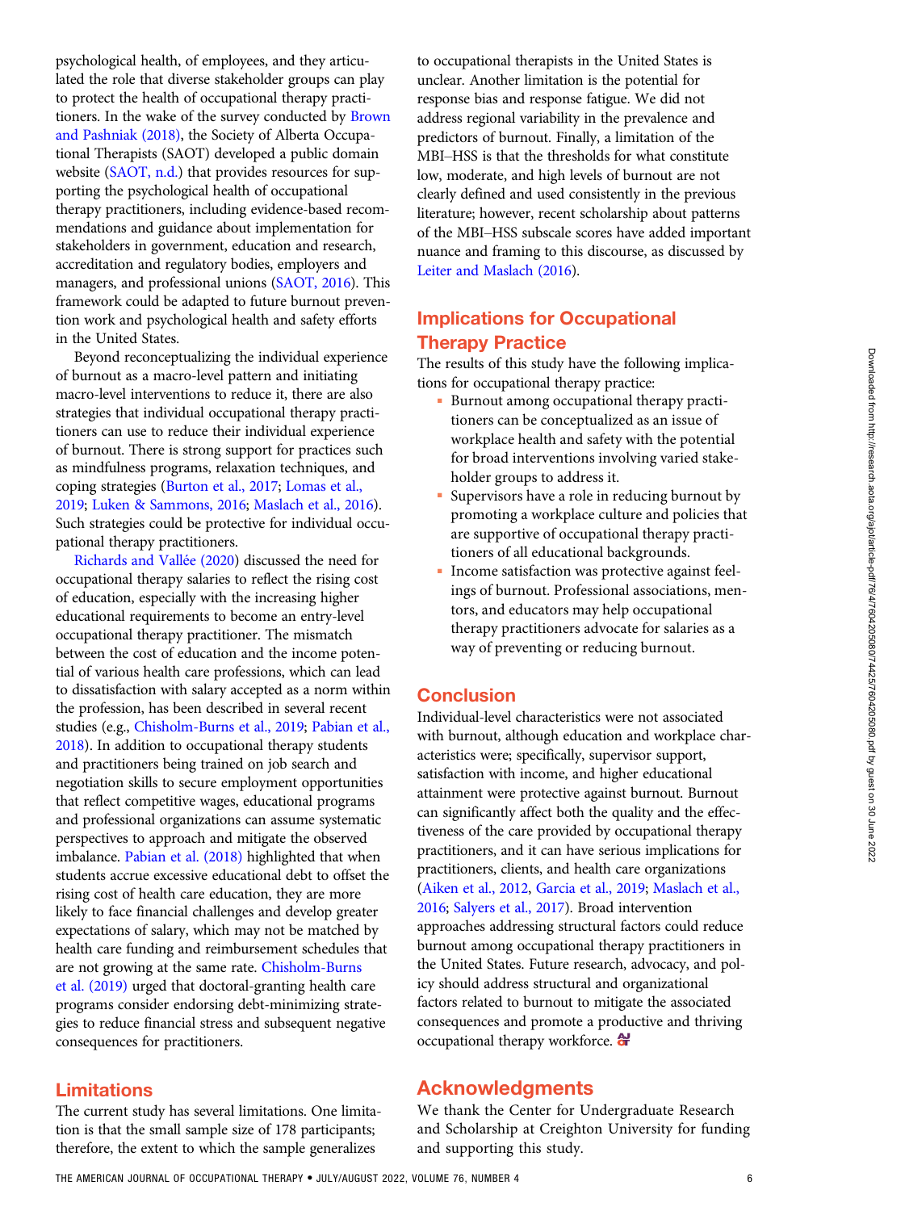psychological health, of employees, and they articulated the role that diverse stakeholder groups can play to protect the health of occupational therapy practitioners. In the wake of the survey conducted by Brown and Pashniak (2018), the Society of Alberta Occupational Therapists (SAOT) developed a public domain website (SAOT, n.d.) that provides resources for supporting the psychological health of occupational therapy practitioners, including evidence-based recommendations and guidance about implementation for stakeholders in government, education and research, accreditation and regulatory bodies, employers and managers, and professional unions (SAOT, 2016). This framework could be adapted to future burnout prevention work and psychological health and safety efforts in the United States.

Beyond reconceptualizing the individual experience of burnout as a macro-level pattern and initiating macro-level interventions to reduce it, there are also strategies that individual occupational therapy practitioners can use to reduce their individual experience of burnout. There is strong support for practices such as mindfulness programs, relaxation techniques, and coping strategies (Burton et al., 2017; Lomas et al., 2019; Luken & Sammons, 2016; Maslach et al., 2016). Such strategies could be protective for individual occupational therapy practitioners.

Richards and Vallée (2020) discussed the need for occupational therapy salaries to reflect the rising cost of education, especially with the increasing higher educational requirements to become an entry-level occupational therapy practitioner. The mismatch between the cost of education and the income potential of various health care professions, which can lead to dissatisfaction with salary accepted as a norm within the profession, has been described in several recent studies (e.g., Chisholm-Burns et al., 2019; Pabian et al., 2018). In addition to occupational therapy students and practitioners being trained on job search and negotiation skills to secure employment opportunities that reflect competitive wages, educational programs and professional organizations can assume systematic perspectives to approach and mitigate the observed imbalance. Pabian et al. (2018) highlighted that when students accrue excessive educational debt to offset the rising cost of health care education, they are more likely to face financial challenges and develop greater expectations of salary, which may not be matched by health care funding and reimbursement schedules that are not growing at the same rate. Chisholm-Burns et al. (2019) urged that doctoral-granting health care programs consider endorsing debt-minimizing strategies to reduce financial stress and subsequent negative consequences for practitioners.

## Limitations

The current study has several limitations. One limitation is that the small sample size of 178 participants; therefore, the extent to which the sample generalizes to occupational therapists in the United States is unclear. Another limitation is the potential for response bias and response fatigue. We did not address regional variability in the prevalence and predictors of burnout. Finally, a limitation of the MBI–HSS is that the thresholds for what constitute low, moderate, and high levels of burnout are not clearly defined and used consistently in the previous literature; however, recent scholarship about patterns of the MBI–HSS subscale scores have added important nuance and framing to this discourse, as discussed by Leiter and Maslach (2016).

## Implications for Occupational Therapy Practice

The results of this study have the following implications for occupational therapy practice:

- Burnout among occupational therapy practitioners can be conceptualized as an issue of workplace health and safety with the potential for broad interventions involving varied stakeholder groups to address it.
- Supervisors have a role in reducing burnout by promoting a workplace culture and policies that are supportive of occupational therapy practitioners of all educational backgrounds.
- Income satisfaction was protective against feelings of burnout. Professional associations, mentors, and educators may help occupational therapy practitioners advocate for salaries as a way of preventing or reducing burnout.

## Conclusion

Individual-level characteristics were not associated with burnout, although education and workplace characteristics were; specifically, supervisor support, satisfaction with income, and higher educational attainment were protective against burnout. Burnout can significantly affect both the quality and the effectiveness of the care provided by occupational therapy practitioners, and it can have serious implications for practitioners, clients, and health care organizations (Aiken et al., 2012, Garcia et al., 2019; Maslach et al., 2016; Salyers et al., 2017). Broad intervention approaches addressing structural factors could reduce burnout among occupational therapy practitioners in the United States. Future research, advocacy, and policy should address structural and organizational factors related to burnout to mitigate the associated consequences and promote a productive and thriving occupational therapy workforce.

## Acknowledgments

We thank the Center for Undergraduate Research and Scholarship at Creighton University for funding and supporting this study.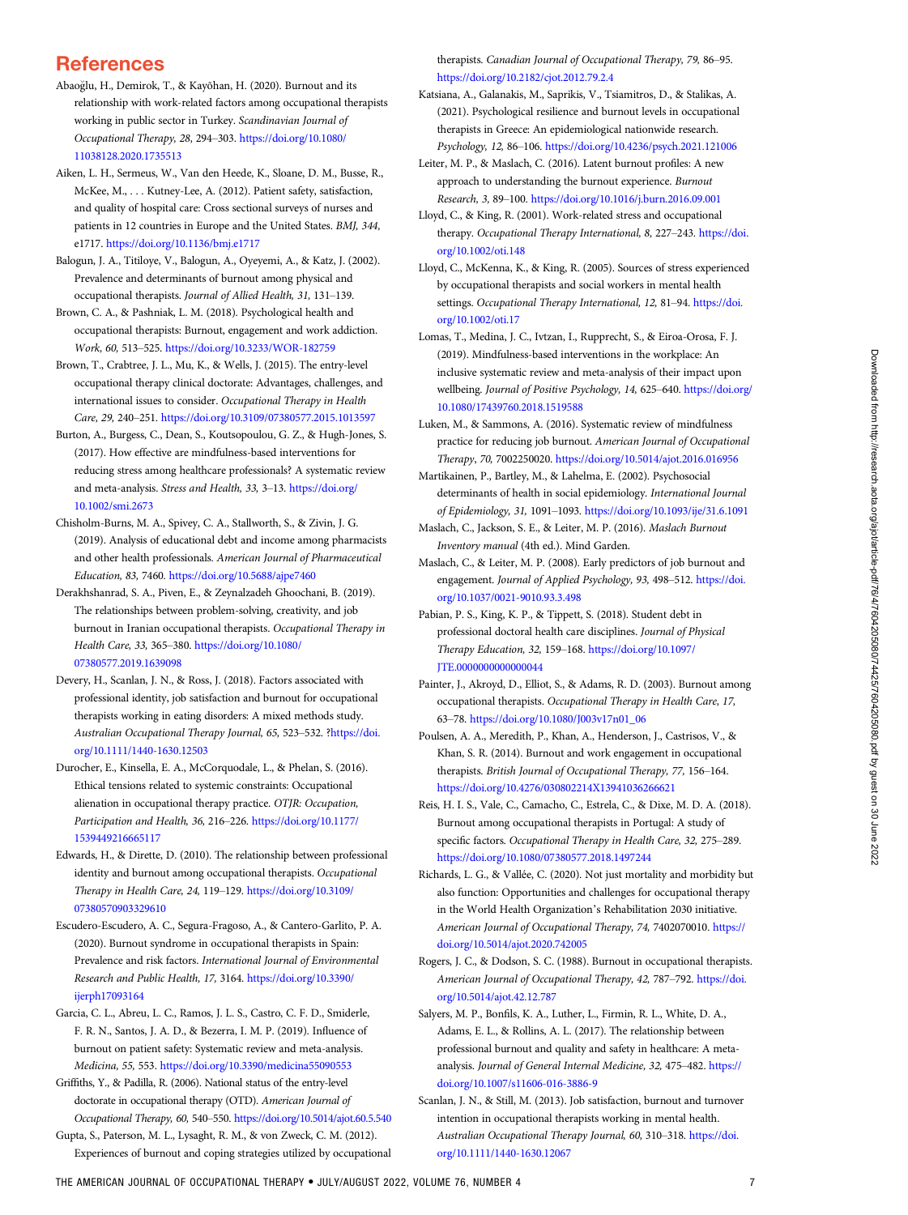## References

Abaoğlu, H., Demirok, T., & Kayıhan, H. (2020). Burnout and its relationship with work-related factors among occupational therapists working in public sector in Turkey. *Scandinavian Journal of Occupational Therapy, 28,* 294–303. https://doi.org/10.1080/11038128.2020.1735513

Aiken, L. H., Sermeus, W., Van den Heede, K., Sloane, D. M., Busse, R., McKee, M., . . . Kutney-Lee, A. (2012). Patient safety, satisfaction, and quality of hospital care: Cross sectional surveys of nurses and patients in 12 countries in Europe and the United States. *BMJ, 344,* e1717. https://doi.org/10.1136/bmj.e1717

Balogun, J. A., Titiloye, V., Balogun, A., Oyeyemi, A., & Katz, J. (2002). Prevalence and determinants of burnout among physical and occupational therapists. *Journal of Allied Health, 31,* 131–139.

Brown, C. A., & Pashniak, L. M. (2018). Psychological health and occupational therapists: Burnout, engagement and work addiction. *Work, 60,* 513–525. https://doi.org/10.3233/WOR-182759

Brown, T., Crabtree, J. L., Mu, K., & Wells, J. (2015). The entry-level occupational therapy clinical doctorate: Advantages, challenges, and international issues to consider. *Occupational Therapy in Health Care, 29,* 240–251. https://doi.org/10.3109/07380577.2015.1013597

Burton, A., Burgess, C., Dean, S., Koutsopoulou, G. Z., & Hugh-Jones, S. (2017). How effective are mindfulness-based interventions for reducing stress among healthcare professionals? A systematic review and meta-analysis. *Stress and Health, 33,* 3–13. https://doi.org/10.1002/smi.2673

Chisholm-Burns, M. A., Spivey, C. A., Stallworth, S., & Zivin, J. G. (2019). Analysis of educational debt and income among pharmacists and other health professionals. *American Journal of Pharmaceutical Education, 83,* 7460. https://doi.org/10.5688/ajpe7460

Derakhshanrad, S. A., Piven, E., & Zeynalzadeh Ghoochani, B. (2019). The relationships between problem-solving, creativity, and job burnout in Iranian occupational therapists. *Occupational Therapy in Health Care, 33,* 365–380. https://doi.org/10.1080/07380577.2019.1639098

Devery, H., Scanlan, J. N., & Ross, J. (2018). Factors associated with professional identity, job satisfaction and burnout for occupational therapists working in eating disorders: A mixed methods study. *Australian Occupational Therapy Journal, 65,* 523–532. ?https://doi.org/10.1111/1440-1630.12503

Durocher, E., Kinsella, E. A., McCorquodale, L., & Phelan, S. (2016). Ethical tensions related to systemic constraints: Occupational alienation in occupational therapy practice. *OTJR: Occupation, Participation and Health, 36,* 216–226. https://doi.org/10.1177/1539449216665117

Edwards, H., & Dirette, D. (2010). The relationship between professional identity and burnout among occupational therapists. *Occupational Therapy in Health Care, 24,* 119–129. https://doi.org/10.3109/07380570903329610

Escudero-Escudero, A. C., Segura-Fragoso, A., & Cantero-Garlito, P. A. (2020). Burnout syndrome in occupational therapists in Spain: Prevalence and risk factors. *International Journal of Environmental Research and Public Health, 17,* 3164. https://doi.org/10.3390/ijerph17093164

Garcia, C. L., Abreu, L. C., Ramos, J. L. S., Castro, C. F. D., Smiderle, F. R. N., Santos, J. A. D., & Bezerra, I. M. P. (2019). Influence of burnout on patient safety: Systematic review and meta-analysis. *Medicina, 55,* 553. https://doi.org/10.3390/medicina55090553

Griffiths, Y., & Padilla, R. (2006). National status of the entry-level doctorate in occupational therapy (OTD). *American Journal of Occupational Therapy, 60,* 540–550. https://doi.org/10.5014/ajot.60.5.540

Gupta, S., Paterson, M. L., Lysaght, R. M., & von Zweck, C. M. (2012). Experiences of burnout and coping strategies utilized by occupational therapists. *Canadian Journal of Occupational Therapy, 79,* 86–95. https://doi.org/10.2182/cjot.2012.79.2.4

Katsiana, A., Galanakis, M., Saprikis, V., Tsiamitros, D., & Stalikas, A. (2021). Psychological resilience and burnout levels in occupational therapists in Greece: An epidemiological nationwide research. *Psychology, 12,* 86–106. https://doi.org/10.4236/psych.2021.121006

Leiter, M. P., & Maslach, C. (2016). Latent burnout profiles: A new approach to understanding the burnout experience. *Burnout Research, 3,* 89–100. https://doi.org/10.1016/j.burn.2016.09.001

Lloyd, C., & King, R. (2001). Work-related stress and occupational therapy. *Occupational Therapy International, 8,* 227–243. https://doi.org/10.1002/oti.148

Lloyd, C., McKenna, K., & King, R. (2005). Sources of stress experienced by occupational therapists and social workers in mental health settings. *Occupational Therapy International, 12,* 81–94. https://doi.org/10.1002/oti.17

Lomas, T., Medina, J. C., Ivtzan, I., Rupprecht, S., & Eiroa-Orosa, F. J. (2019). Mindfulness-based interventions in the workplace: An inclusive systematic review and meta-analysis of their impact upon wellbeing. *Journal of Positive Psychology, 14,* 625–640. https://doi.org/10.1080/17439760.2018.1519588

Luken, M., & Sammons, A. (2016). Systematic review of mindfulness practice for reducing job burnout. *American Journal of Occupational Therapy, 70,* 7002250020. https://doi.org/10.5014/ajot.2016.016956

Martikainen, P., Bartley, M., & Lahelma, E. (2002). Psychosocial determinants of health in social epidemiology. *International Journal of Epidemiology, 31,* 1091–1093. https://doi.org/10.1093/ije/31.6.1091

Maslach, C., Jackson, S. E., & Leiter, M. P. (2016). *Maslach Burnout Inventory manual* (4th ed.). Mind Garden.

Maslach, C., & Leiter, M. P. (2008). Early predictors of job burnout and engagement. *Journal of Applied Psychology, 93,* 498–512. https://doi.org/10.1037/0021-9010.93.3.498

Pabian, P. S., King, K. P., & Tippett, S. (2018). Student debt in professional doctoral health care disciplines. *Journal of Physical Therapy Education, 32,* 159–168. https://doi.org/10.1097/JTE.0000000000000044

Painter, J., Akroyd, D., Elliot, S., & Adams, R. D. (2003). Burnout among occupational therapists. *Occupational Therapy in Health Care, 17,* 63–78. https://doi.org/10.1080/J003v17n01_06

Poulsen, A. A., Meredith, P., Khan, A., Henderson, J., Castrisos, V., & Khan, S. R. (2014). Burnout and work engagement in occupational therapists. *British Journal of Occupational Therapy, 77,* 156–164. https://doi.org/10.4276/030802214X13941036266621

Reis, H. I. S., Vale, C., Camacho, C., Estrela, C., & Dixe, M. D. A. (2018). Burnout among occupational therapists in Portugal: A study of specific factors. *Occupational Therapy in Health Care, 32,* 275–289. https://doi.org/10.1080/07380577.2018.1497244

Richards, L. G., & Vallée, C. (2020). Not just mortality and morbidity but also function: Opportunities and challenges for occupational therapy in the World Health Organization's Rehabilitation 2030 initiative. *American Journal of Occupational Therapy, 74,* 7402070010. https://doi.org/10.5014/ajot.2020.742005

Rogers, J. C., & Dodson, S. C. (1988). Burnout in occupational therapists. *American Journal of Occupational Therapy, 42,* 787–792. https://doi.org/10.5014/ajot.42.12.787

Salyers, M. P., Bonfils, K. A., Luther, L., Firmin, R. L., White, D. A., Adams, E. L., & Rollins, A. L. (2017). The relationship between professional burnout and quality and safety in healthcare: A meta-analysis. *Journal of General Internal Medicine, 32,* 475–482. https://doi.org/10.1007/s11606-016-3886-9

Scanlan, J. N., & Still, M. (2013). Job satisfaction, burnout and turnover intention in occupational therapists working in mental health. *Australian Occupational Therapy Journal, 60,* 310–318. https://doi.org/10.1111/1440-1630.12067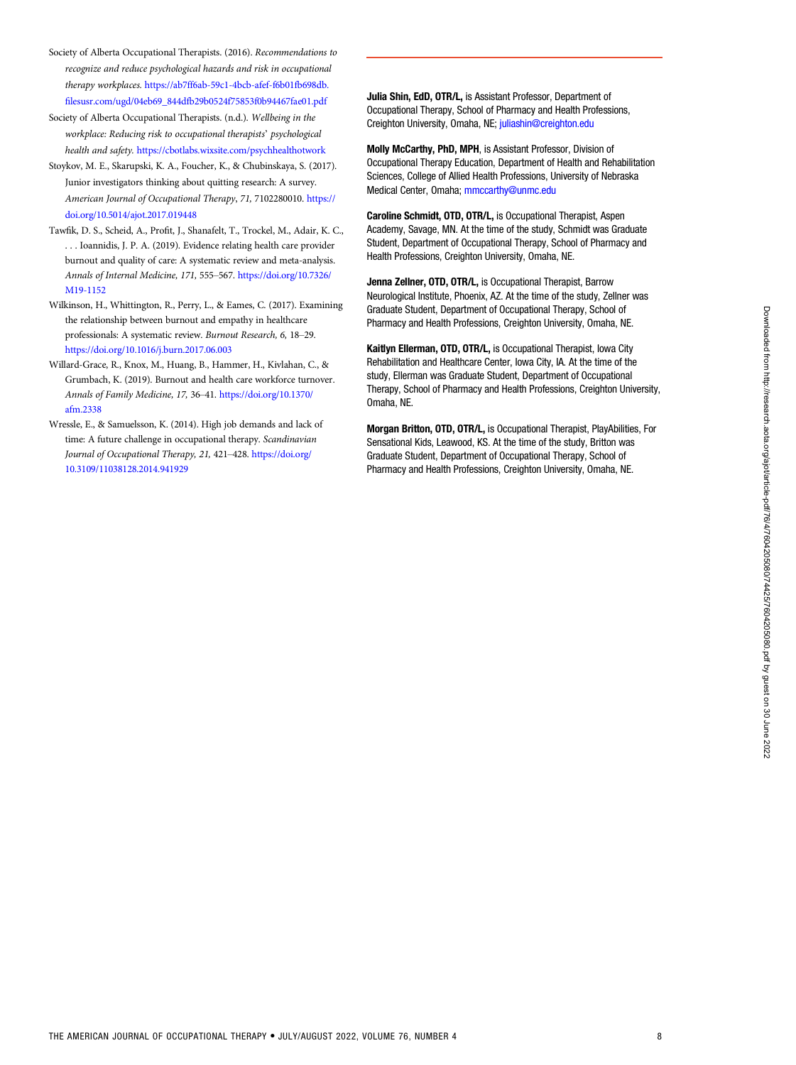Society of Alberta Occupational Therapists. (2016). *Recommendations to recognize and reduce psychological hazards and risk in occupational therapy workplaces.* https://ab7ff6ab-59c1-4bcb-afef-f6b01fb698db.filesusr.com/ugd/04eb69_844dfb29b0524f75853f0b94467fae01.pdf

Society of Alberta Occupational Therapists. (n.d.). *Wellbeing in the workplace: Reducing risk to occupational therapists' psychological health and safety.* https://cbotlabs.wixsite.com/psychhealthotwork

Stoykov, M. E., Skarupski, K. A., Foucher, K., & Chubinskaya, S. (2017). Junior investigators thinking about quitting research: A survey. *American Journal of Occupational Therapy, 71,* 7102280010. https://doi.org/10.5014/ajot.2017.019448

Tawfik, D. S., Scheid, A., Profit, J., Shanafelt, T., Trockel, M., Adair, K. C., . . . Ioannidis, J. P. A. (2019). Evidence relating health care provider burnout and quality of care: A systematic review and meta-analysis. *Annals of Internal Medicine, 171,* 555–567. https://doi.org/10.7326/M19-1152

Wilkinson, H., Whittington, R., Perry, L., & Eames, C. (2017). Examining the relationship between burnout and empathy in healthcare professionals: A systematic review. *Burnout Research, 6,* 18–29. https://doi.org/10.1016/j.burn.2017.06.003

Willard-Grace, R., Knox, M., Huang, B., Hammer, H., Kivlahan, C., & Grumbach, K. (2019). Burnout and health care workforce turnover. *Annals of Family Medicine, 17,* 36–41. https://doi.org/10.1370/afm.2338

Wressle, E., & Samuelsson, K. (2014). High job demands and lack of time: A future challenge in occupational therapy. *Scandinavian Journal of Occupational Therapy, 21,* 421–428. https://doi.org/10.3109/11038128.2014.941929

---

**Julia Shin, EdD, OTR/L,** is Assistant Professor, Department of Occupational Therapy, School of Pharmacy and Health Professions, Creighton University, Omaha, NE; juliashin@creighton.edu

**Molly McCarthy, PhD, MPH**, is Assistant Professor, Division of Occupational Therapy Education, Department of Health and Rehabilitation Sciences, College of Allied Health Professions, University of Nebraska Medical Center, Omaha; mmccarthy@unmc.edu

**Caroline Schmidt, OTD, OTR/L,** is Occupational Therapist, Aspen Academy, Savage, MN. At the time of the study, Schmidt was Graduate Student, Department of Occupational Therapy, School of Pharmacy and Health Professions, Creighton University, Omaha, NE.

**Jenna Zellner, OTD, OTR/L,** is Occupational Therapist, Barrow Neurological Institute, Phoenix, AZ. At the time of the study, Zellner was Graduate Student, Department of Occupational Therapy, School of Pharmacy and Health Professions, Creighton University, Omaha, NE.

**Kaitlyn Ellerman, OTD, OTR/L,** is Occupational Therapist, Iowa City Rehabilitation and Healthcare Center, Iowa City, IA. At the time of the study, Ellerman was Graduate Student, Department of Occupational Therapy, School of Pharmacy and Health Professions, Creighton University, Omaha, NE.

**Morgan Britton, OTD, OTR/L,** is Occupational Therapist, PlayAbilities, For Sensational Kids, Leawood, KS. At the time of the study, Britton was Graduate Student, Department of Occupational Therapy, School of Pharmacy and Health Professions, Creighton University, Omaha, NE.